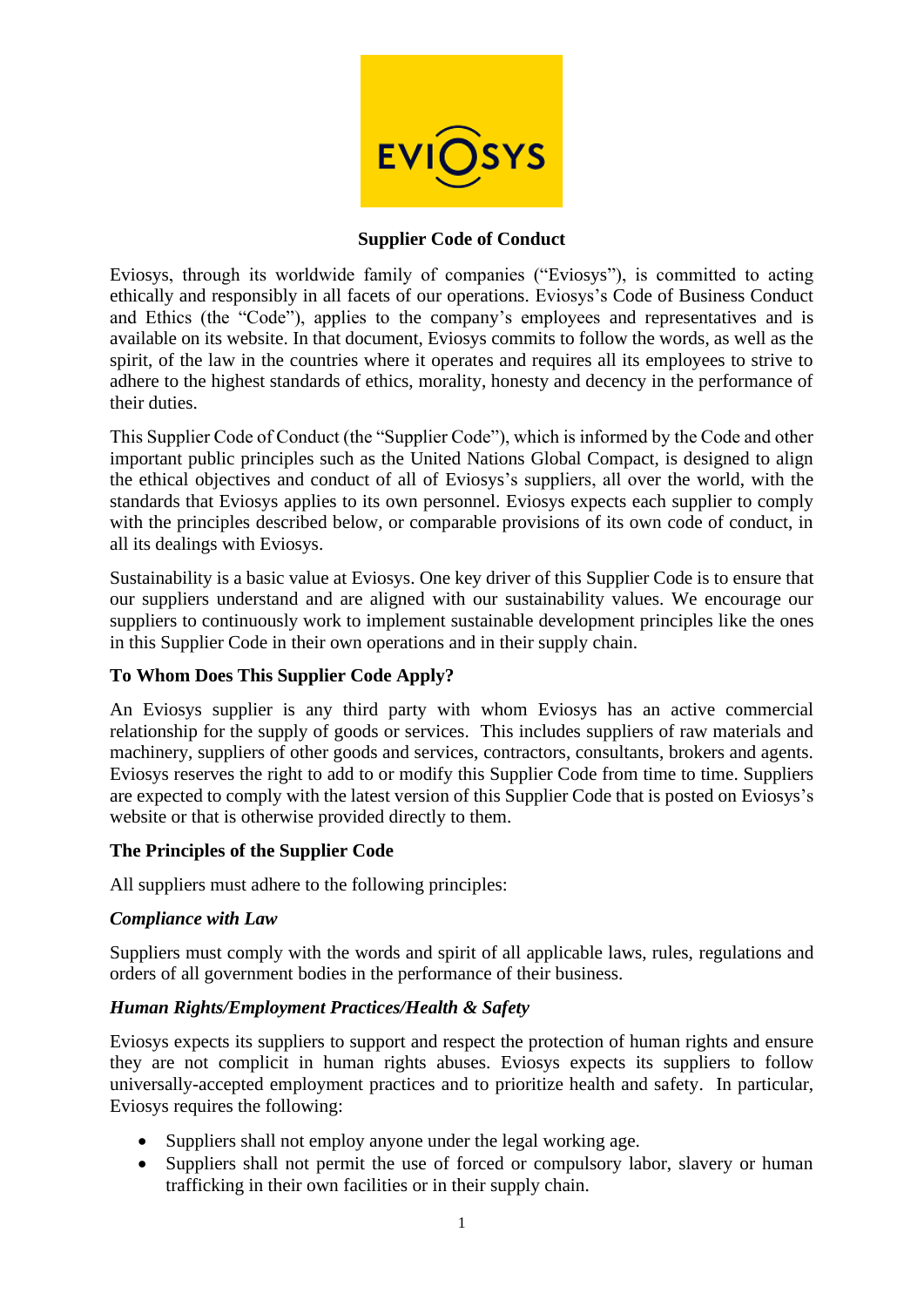# Supplier Code of Conduct

Eviosys, through its worldwide family of companies ("Eviosys"), is committed to acting ethically and responsibly in all facets of our operations. Eviosys's Code of Business Conduct and Ethics (the "Code"), applies to the company's employees and representatives and is available on its website. In that document, Eviosys commits to follow the words, as well as the spirit, of the law in the countries where it operates and requires all its employees to strive to adhere to the highest standards of ethics, morality, honesty and decency in the performance of their duties.

This Supplier Code of Conduct (the "Supplier Code"), which is informed by the Code and other important public principles such as the United Nations Global Compact, is designed to align the ethical objectives and conduct of all of Eviosys's suppliers, all over the world, with the standards that Eviosys applies to its own personnel. Eviosys expects each supplier to comply with the principles described below, or comparable provisions of its own code of conduct, in all its dealings with Eviosys.

Sustainability is a basic value at Eviosys. One key driver of this Supplier Code is to ensure that our suppliers understand and are aligned with our sustainability values. We encourage our suppliers to continuously work to implement sustainable development principles like the ones in this Supplier Code in their own operations and in their supply chain.

## To Whom Does This Supplier Code Apply?

An Eviosys supplier is any third party with whom Eviosys has an active commercial relationship for the supply of goods or services. This includes suppliers of raw materials and machinery, suppliers of other goods and services, contractors, consultants, brokers and agents. Eviosys reserves the right to add to or modify this Supplier Code from time to time. Suppliers are expected to comply with the latest version of this Supplier Code that is posted on Eviosys's website or that is otherwise provided directly to them.

## The Principles of the Supplier Code

All suppliers must adhere to the following principles:

### *Compliance with Law*

Suppliers must comply with the words and spirit of all applicable laws, rules, regulations and orders of all government bodies in the performance of their business.

### *Human Rights/Employment Practices/Health & Safety*

Eviosys expects its suppliers to support and respect the protection of human rights and ensure they are not complicit in human rights abuses. Eviosys expects its suppliers to follow universally-accepted employment practices and to prioritize health and safety. In particular, Eviosys requires the following:

- Suppliers shall not employ anyone under the legal working age.
- Suppliers shall not permit the use of forced or compulsory labor, slavery or human trafficking in their own facilities or in their supply chain.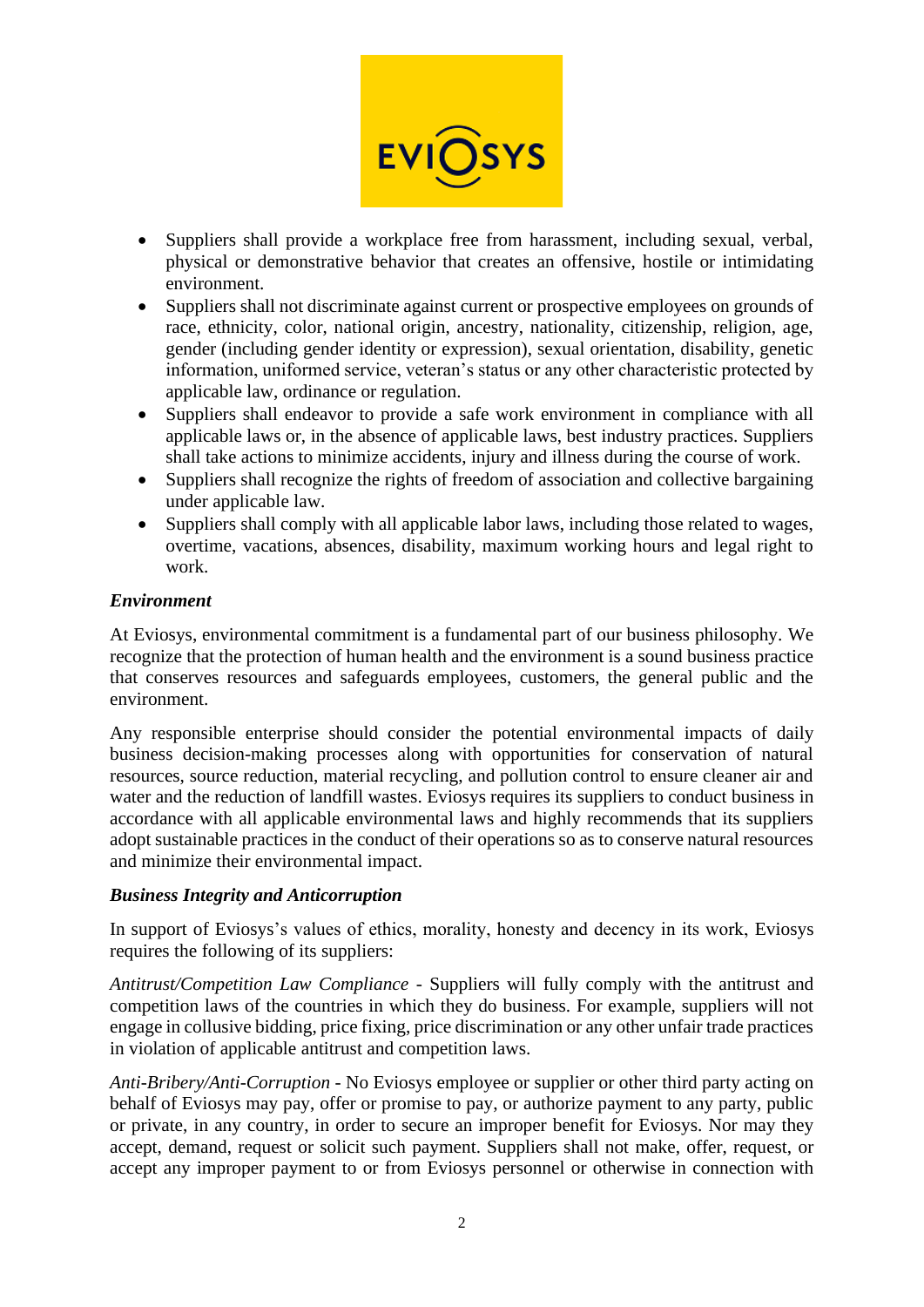- Suppliers shall provide a workplace free from harassment, including sexual, verbal, physical or demonstrative behavior that creates an offensive, hostile or intimidating environment.
- Suppliers shall not discriminate against current or prospective employees on grounds of race, ethnicity, color, national origin, ancestry, nationality, citizenship, religion, age, gender (including gender identity or expression), sexual orientation, disability, genetic information, uniformed service, veteran's status or any other characteristic protected by applicable law, ordinance or regulation.
- Suppliers shall endeavor to provide a safe work environment in compliance with all applicable laws or, in the absence of applicable laws, best industry practices. Suppliers shall take actions to minimize accidents, injury and illness during the course of work.
- Suppliers shall recognize the rights of freedom of association and collective bargaining under applicable law.
- Suppliers shall comply with all applicable labor laws, including those related to wages, overtime, vacations, absences, disability, maximum working hours and legal right to work.

***Environment***

At Eviosys, environmental commitment is a fundamental part of our business philosophy. We recognize that the protection of human health and the environment is a sound business practice that conserves resources and safeguards employees, customers, the general public and the environment.

Any responsible enterprise should consider the potential environmental impacts of daily business decision-making processes along with opportunities for conservation of natural resources, source reduction, material recycling, and pollution control to ensure cleaner air and water and the reduction of landfill wastes. Eviosys requires its suppliers to conduct business in accordance with all applicable environmental laws and highly recommends that its suppliers adopt sustainable practices in the conduct of their operations so as to conserve natural resources and minimize their environmental impact.

***Business Integrity and Anticorruption***

In support of Eviosys's values of ethics, morality, honesty and decency in its work, Eviosys requires the following of its suppliers:

*Antitrust/Competition Law Compliance* - Suppliers will fully comply with the antitrust and competition laws of the countries in which they do business. For example, suppliers will not engage in collusive bidding, price fixing, price discrimination or any other unfair trade practices in violation of applicable antitrust and competition laws.

*Anti-Bribery/Anti-Corruption* - No Eviosys employee or supplier or other third party acting on behalf of Eviosys may pay, offer or promise to pay, or authorize payment to any party, public or private, in any country, in order to secure an improper benefit for Eviosys. Nor may they accept, demand, request or solicit such payment. Suppliers shall not make, offer, request, or accept any improper payment to or from Eviosys personnel or otherwise in connection with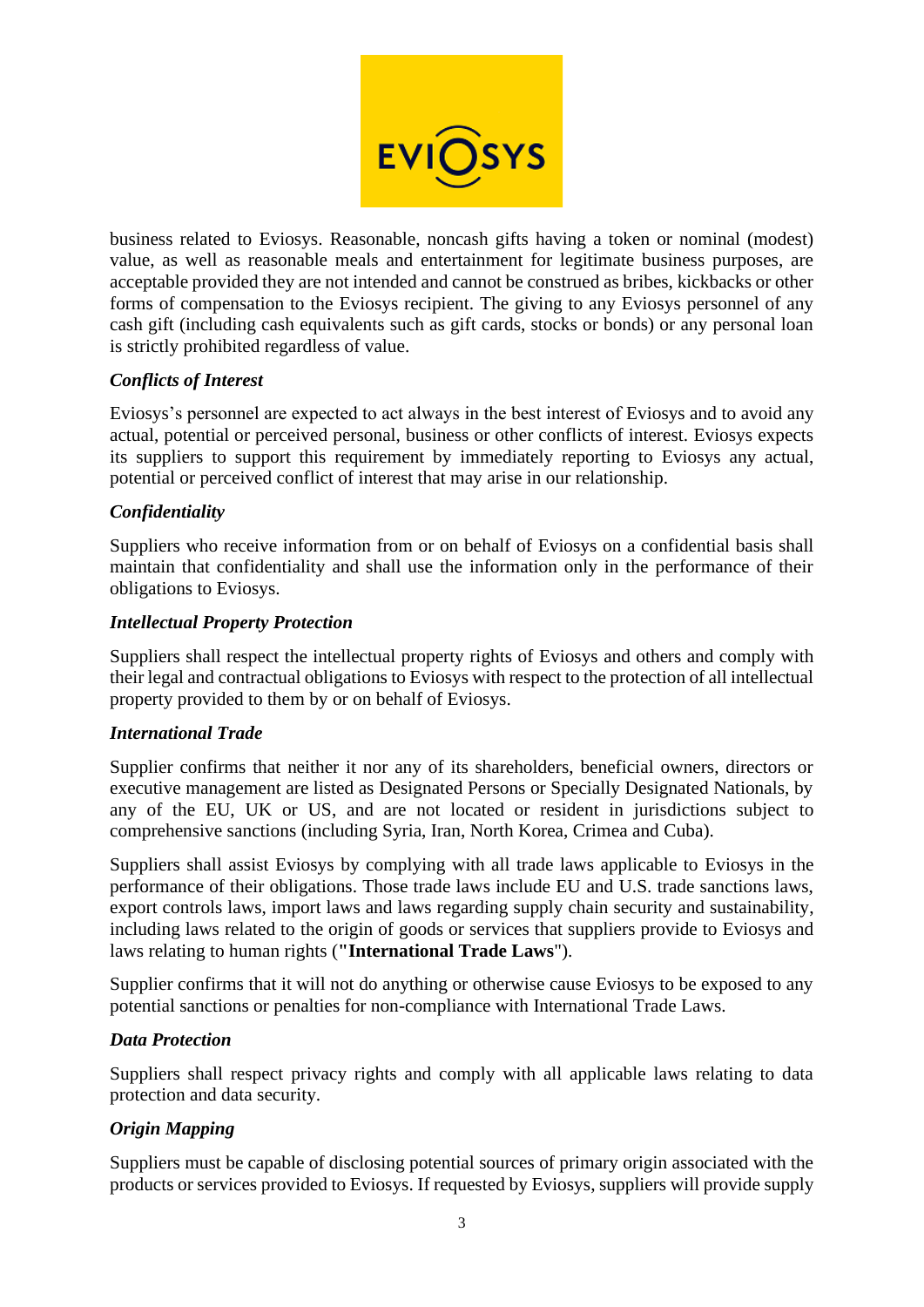business related to Eviosys. Reasonable, noncash gifts having a token or nominal (modest) value, as well as reasonable meals and entertainment for legitimate business purposes, are acceptable provided they are not intended and cannot be construed as bribes, kickbacks or other forms of compensation to the Eviosys recipient. The giving to any Eviosys personnel of any cash gift (including cash equivalents such as gift cards, stocks or bonds) or any personal loan is strictly prohibited regardless of value.

***Conflicts of Interest***

Eviosys's personnel are expected to act always in the best interest of Eviosys and to avoid any actual, potential or perceived personal, business or other conflicts of interest. Eviosys expects its suppliers to support this requirement by immediately reporting to Eviosys any actual, potential or perceived conflict of interest that may arise in our relationship.

***Confidentiality***

Suppliers who receive information from or on behalf of Eviosys on a confidential basis shall maintain that confidentiality and shall use the information only in the performance of their obligations to Eviosys.

***Intellectual Property Protection***

Suppliers shall respect the intellectual property rights of Eviosys and others and comply with their legal and contractual obligations to Eviosys with respect to the protection of all intellectual property provided to them by or on behalf of Eviosys.

***International Trade***

Supplier confirms that neither it nor any of its shareholders, beneficial owners, directors or executive management are listed as Designated Persons or Specially Designated Nationals, by any of the EU, UK or US, and are not located or resident in jurisdictions subject to comprehensive sanctions (including Syria, Iran, North Korea, Crimea and Cuba).

Suppliers shall assist Eviosys by complying with all trade laws applicable to Eviosys in the performance of their obligations. Those trade laws include EU and U.S. trade sanctions laws, export controls laws, import laws and laws regarding supply chain security and sustainability, including laws related to the origin of goods or services that suppliers provide to Eviosys and laws relating to human rights (**"International Trade Laws**").

Supplier confirms that it will not do anything or otherwise cause Eviosys to be exposed to any potential sanctions or penalties for non-compliance with International Trade Laws.

***Data Protection***

Suppliers shall respect privacy rights and comply with all applicable laws relating to data protection and data security.

***Origin Mapping***

Suppliers must be capable of disclosing potential sources of primary origin associated with the products or services provided to Eviosys. If requested by Eviosys, suppliers will provide supply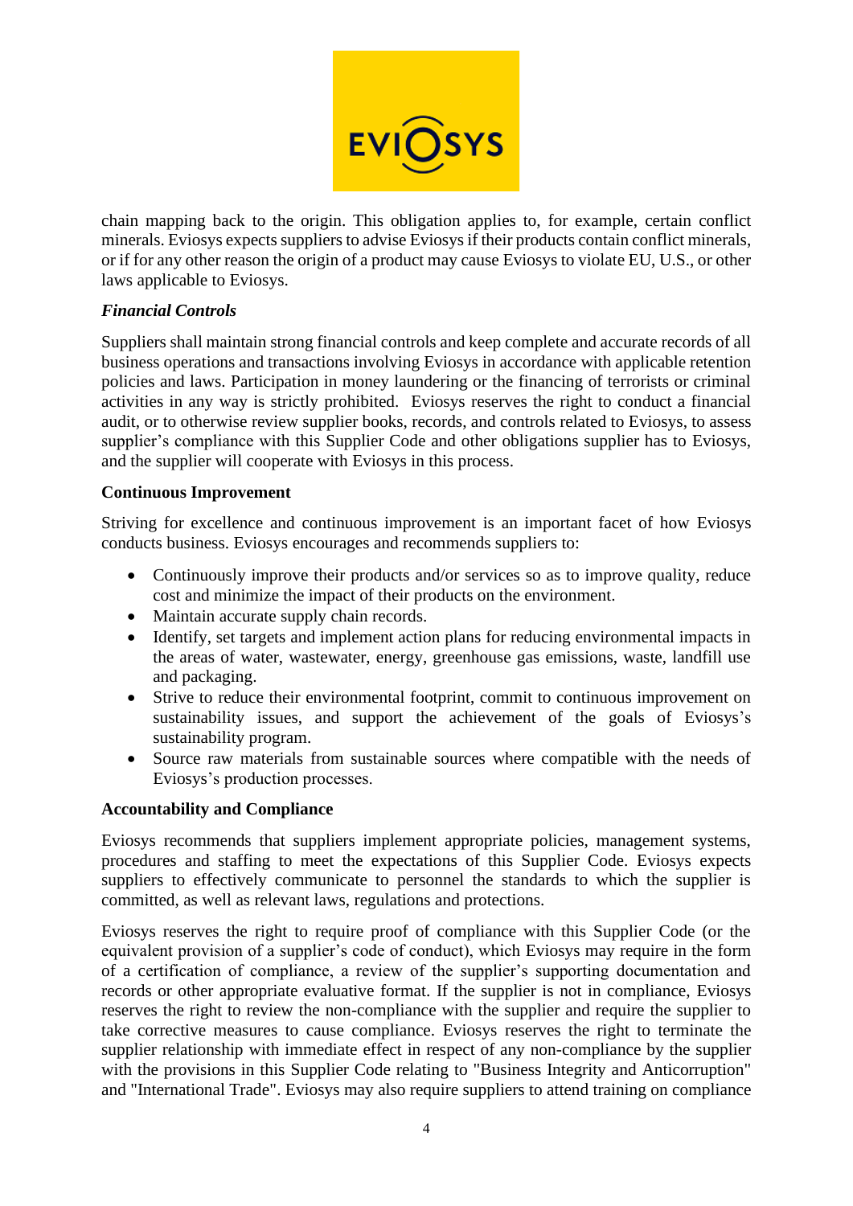chain mapping back to the origin. This obligation applies to, for example, certain conflict minerals. Eviosys expects suppliers to advise Eviosys if their products contain conflict minerals, or if for any other reason the origin of a product may cause Eviosys to violate EU, U.S., or other laws applicable to Eviosys.

### *Financial Controls*

Suppliers shall maintain strong financial controls and keep complete and accurate records of all business operations and transactions involving Eviosys in accordance with applicable retention policies and laws. Participation in money laundering or the financing of terrorists or criminal activities in any way is strictly prohibited. Eviosys reserves the right to conduct a financial audit, or to otherwise review supplier books, records, and controls related to Eviosys, to assess supplier's compliance with this Supplier Code and other obligations supplier has to Eviosys, and the supplier will cooperate with Eviosys in this process.

## **Continuous Improvement**

Striving for excellence and continuous improvement is an important facet of how Eviosys conducts business. Eviosys encourages and recommends suppliers to:

- Continuously improve their products and/or services so as to improve quality, reduce cost and minimize the impact of their products on the environment.
- Maintain accurate supply chain records.
- Identify, set targets and implement action plans for reducing environmental impacts in the areas of water, wastewater, energy, greenhouse gas emissions, waste, landfill use and packaging.
- Strive to reduce their environmental footprint, commit to continuous improvement on sustainability issues, and support the achievement of the goals of Eviosys's sustainability program.
- Source raw materials from sustainable sources where compatible with the needs of Eviosys's production processes.

## **Accountability and Compliance**

Eviosys recommends that suppliers implement appropriate policies, management systems, procedures and staffing to meet the expectations of this Supplier Code. Eviosys expects suppliers to effectively communicate to personnel the standards to which the supplier is committed, as well as relevant laws, regulations and protections.

Eviosys reserves the right to require proof of compliance with this Supplier Code (or the equivalent provision of a supplier's code of conduct), which Eviosys may require in the form of a certification of compliance, a review of the supplier's supporting documentation and records or other appropriate evaluative format. If the supplier is not in compliance, Eviosys reserves the right to review the non-compliance with the supplier and require the supplier to take corrective measures to cause compliance. Eviosys reserves the right to terminate the supplier relationship with immediate effect in respect of any non-compliance by the supplier with the provisions in this Supplier Code relating to "Business Integrity and Anticorruption" and "International Trade". Eviosys may also require suppliers to attend training on compliance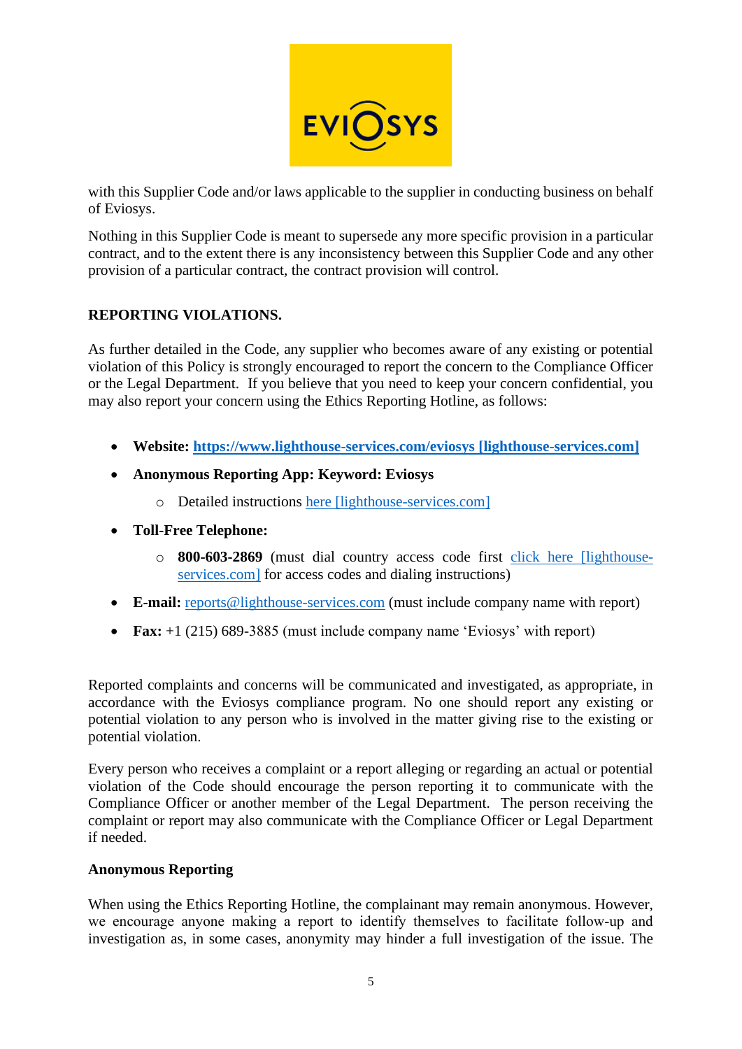with this Supplier Code and/or laws applicable to the supplier in conducting business on behalf of Eviosys.

Nothing in this Supplier Code is meant to supersede any more specific provision in a particular contract, and to the extent there is any inconsistency between this Supplier Code and any other provision of a particular contract, the contract provision will control.

**REPORTING VIOLATIONS.**

As further detailed in the Code, any supplier who becomes aware of any existing or potential violation of this Policy is strongly encouraged to report the concern to the Compliance Officer or the Legal Department. If you believe that you need to keep your concern confidential, you may also report your concern using the Ethics Reporting Hotline, as follows:

- **Website: https://www.lighthouse-services.com/eviosys [lighthouse-services.com]**
- **Anonymous Reporting App: Keyword: Eviosys**
  - Detailed instructions here [lighthouse-services.com]
- **Toll-Free Telephone:**
  - **800-603-2869** (must dial country access code first click here [lighthouse-services.com] for access codes and dialing instructions)
- **E-mail:** reports@lighthouse-services.com (must include company name with report)
- **Fax:** +1 (215) 689-3885 (must include company name 'Eviosys' with report)

Reported complaints and concerns will be communicated and investigated, as appropriate, in accordance with the Eviosys compliance program. No one should report any existing or potential violation to any person who is involved in the matter giving rise to the existing or potential violation.

Every person who receives a complaint or a report alleging or regarding an actual or potential violation of the Code should encourage the person reporting it to communicate with the Compliance Officer or another member of the Legal Department. The person receiving the complaint or report may also communicate with the Compliance Officer or Legal Department if needed.

**Anonymous Reporting**

When using the Ethics Reporting Hotline, the complainant may remain anonymous. However, we encourage anyone making a report to identify themselves to facilitate follow-up and investigation as, in some cases, anonymity may hinder a full investigation of the issue. The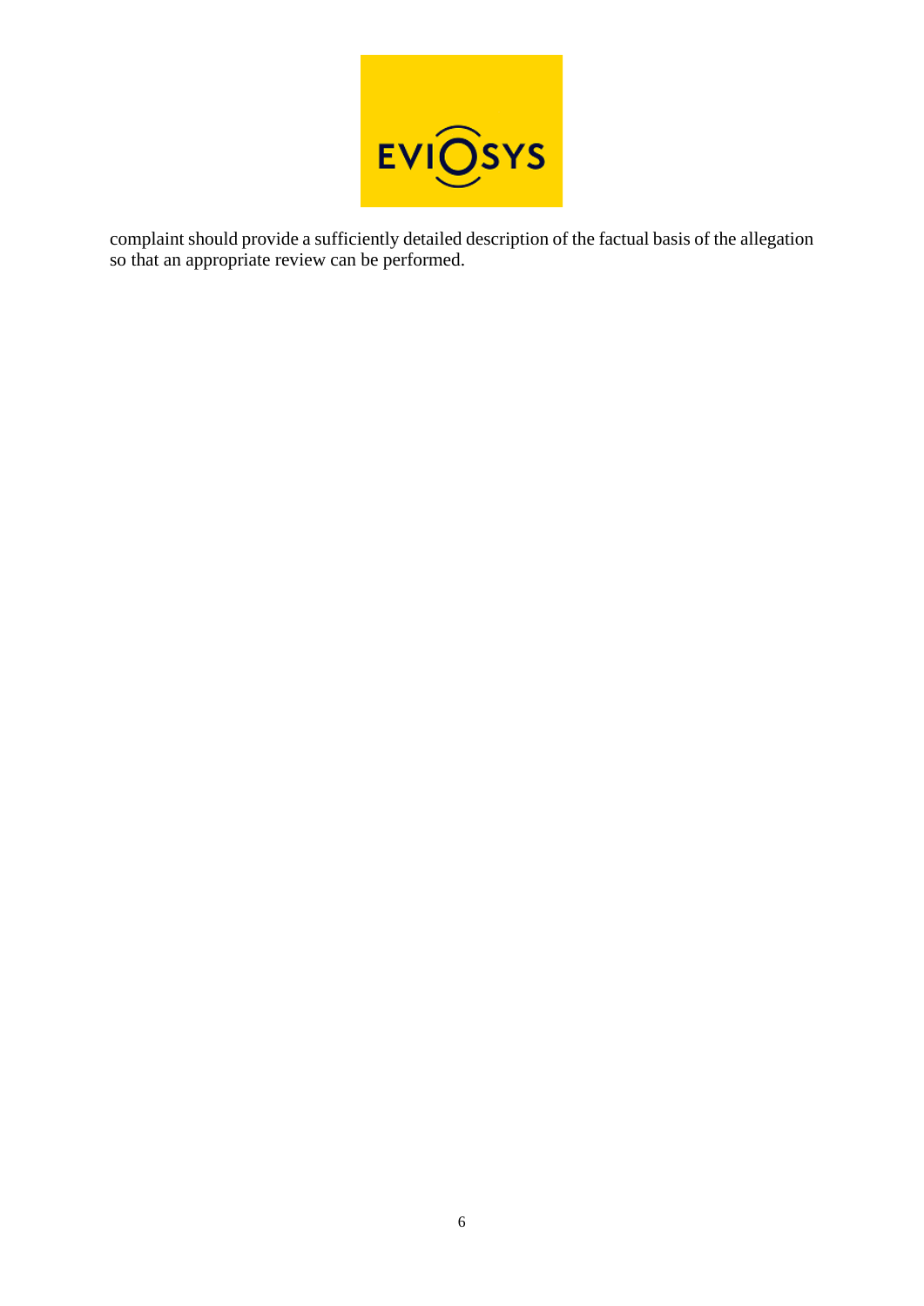complaint should provide a sufficiently detailed description of the factual basis of the allegation so that an appropriate review can be performed.